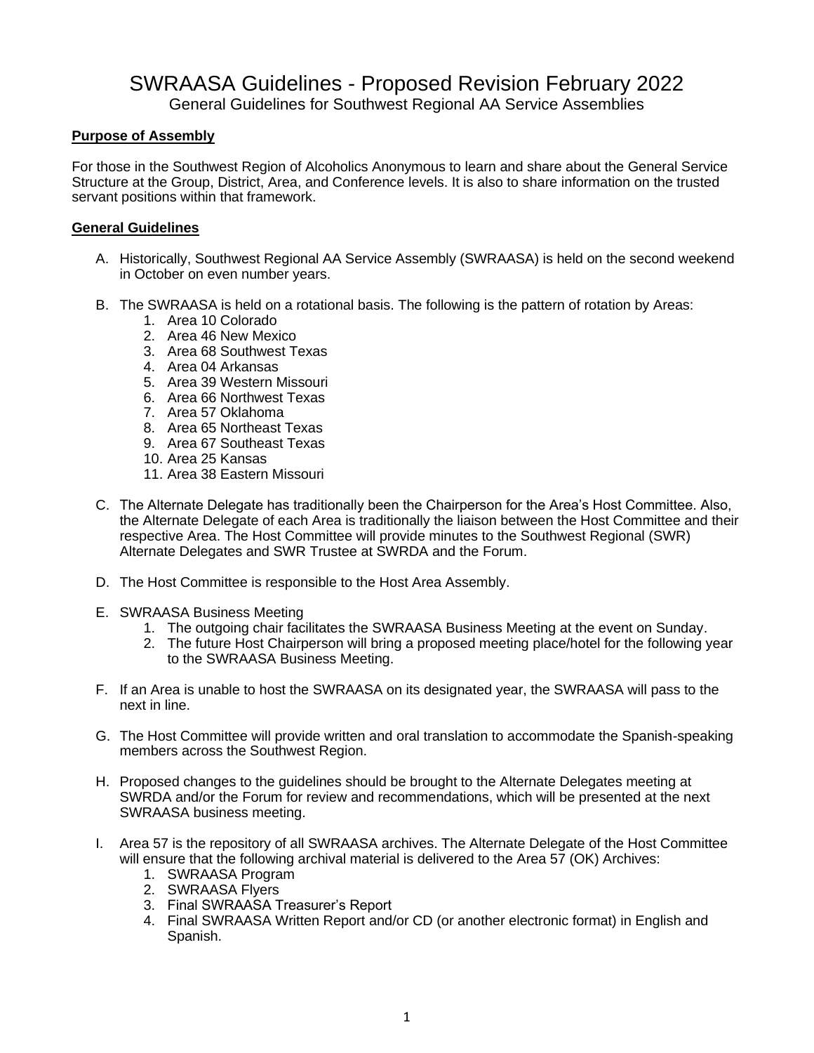# SWRAASA Guidelines - Proposed Revision February 2022

General Guidelines for Southwest Regional AA Service Assemblies

**Purpose of Assembly**

For those in the Southwest Region of Alcoholics Anonymous to learn and share about the General Service Structure at the Group, District, Area, and Conference levels. It is also to share information on the trusted servant positions within that framework.

**General Guidelines**

A. Historically, Southwest Regional AA Service Assembly (SWRAASA) is held on the second weekend in October on even number years.

B. The SWRAASA is held on a rotational basis. The following is the pattern of rotation by Areas:
   1. Area 10 Colorado
   2. Area 46 New Mexico
   3. Area 68 Southwest Texas
   4. Area 04 Arkansas
   5. Area 39 Western Missouri
   6. Area 66 Northwest Texas
   7. Area 57 Oklahoma
   8. Area 65 Northeast Texas
   9. Area 67 Southeast Texas
   10. Area 25 Kansas
   11. Area 38 Eastern Missouri

C. The Alternate Delegate has traditionally been the Chairperson for the Area's Host Committee. Also, the Alternate Delegate of each Area is traditionally the liaison between the Host Committee and their respective Area. The Host Committee will provide minutes to the Southwest Regional (SWR) Alternate Delegates and SWR Trustee at SWRDA and the Forum.

D. The Host Committee is responsible to the Host Area Assembly.

E. SWRAASA Business Meeting
   1. The outgoing chair facilitates the SWRAASA Business Meeting at the event on Sunday.
   2. The future Host Chairperson will bring a proposed meeting place/hotel for the following year to the SWRAASA Business Meeting.

F. If an Area is unable to host the SWRAASA on its designated year, the SWRAASA will pass to the next in line.

G. The Host Committee will provide written and oral translation to accommodate the Spanish-speaking members across the Southwest Region.

H. Proposed changes to the guidelines should be brought to the Alternate Delegates meeting at SWRDA and/or the Forum for review and recommendations, which will be presented at the next SWRAASA business meeting.

I. Area 57 is the repository of all SWRAASA archives. The Alternate Delegate of the Host Committee will ensure that the following archival material is delivered to the Area 57 (OK) Archives:
   1. SWRAASA Program
   2. SWRAASA Flyers
   3. Final SWRAASA Treasurer's Report
   4. Final SWRAASA Written Report and/or CD (or another electronic format) in English and Spanish.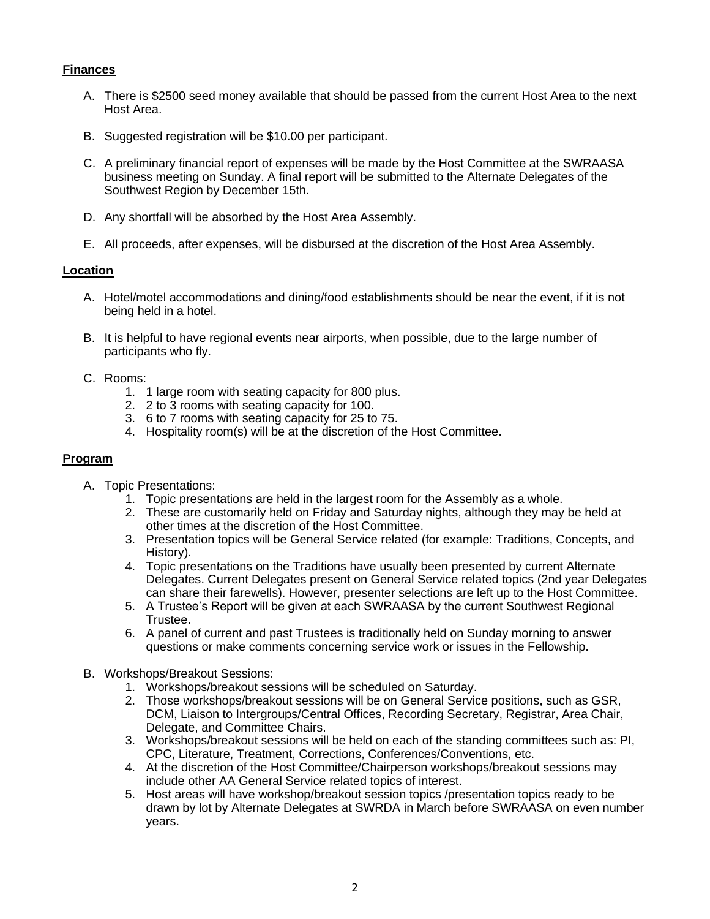## Finances

A. There is $2500 seed money available that should be passed from the current Host Area to the next Host Area.

B. Suggested registration will be $10.00 per participant.

C. A preliminary financial report of expenses will be made by the Host Committee at the SWRAASA business meeting on Sunday. A final report will be submitted to the Alternate Delegates of the Southwest Region by December 15th.

D. Any shortfall will be absorbed by the Host Area Assembly.

E. All proceeds, after expenses, will be disbursed at the discretion of the Host Area Assembly.

## Location

A. Hotel/motel accommodations and dining/food establishments should be near the event, if it is not being held in a hotel.

B. It is helpful to have regional events near airports, when possible, due to the large number of participants who fly.

C. Rooms:
   1. 1 large room with seating capacity for 800 plus.
   2. 2 to 3 rooms with seating capacity for 100.
   3. 6 to 7 rooms with seating capacity for 25 to 75.
   4. Hospitality room(s) will be at the discretion of the Host Committee.

## Program

A. Topic Presentations:
   1. Topic presentations are held in the largest room for the Assembly as a whole.
   2. These are customarily held on Friday and Saturday nights, although they may be held at other times at the discretion of the Host Committee.
   3. Presentation topics will be General Service related (for example: Traditions, Concepts, and History).
   4. Topic presentations on the Traditions have usually been presented by current Alternate Delegates. Current Delegates present on General Service related topics (2nd year Delegates can share their farewells). However, presenter selections are left up to the Host Committee.
   5. A Trustee's Report will be given at each SWRAASA by the current Southwest Regional Trustee.
   6. A panel of current and past Trustees is traditionally held on Sunday morning to answer questions or make comments concerning service work or issues in the Fellowship.

B. Workshops/Breakout Sessions:
   1. Workshops/breakout sessions will be scheduled on Saturday.
   2. Those workshops/breakout sessions will be on General Service positions, such as GSR, DCM, Liaison to Intergroups/Central Offices, Recording Secretary, Registrar, Area Chair, Delegate, and Committee Chairs.
   3. Workshops/breakout sessions will be held on each of the standing committees such as: PI, CPC, Literature, Treatment, Corrections, Conferences/Conventions, etc.
   4. At the discretion of the Host Committee/Chairperson workshops/breakout sessions may include other AA General Service related topics of interest.
   5. Host areas will have workshop/breakout session topics /presentation topics ready to be drawn by lot by Alternate Delegates at SWRDA in March before SWRAASA on even number years.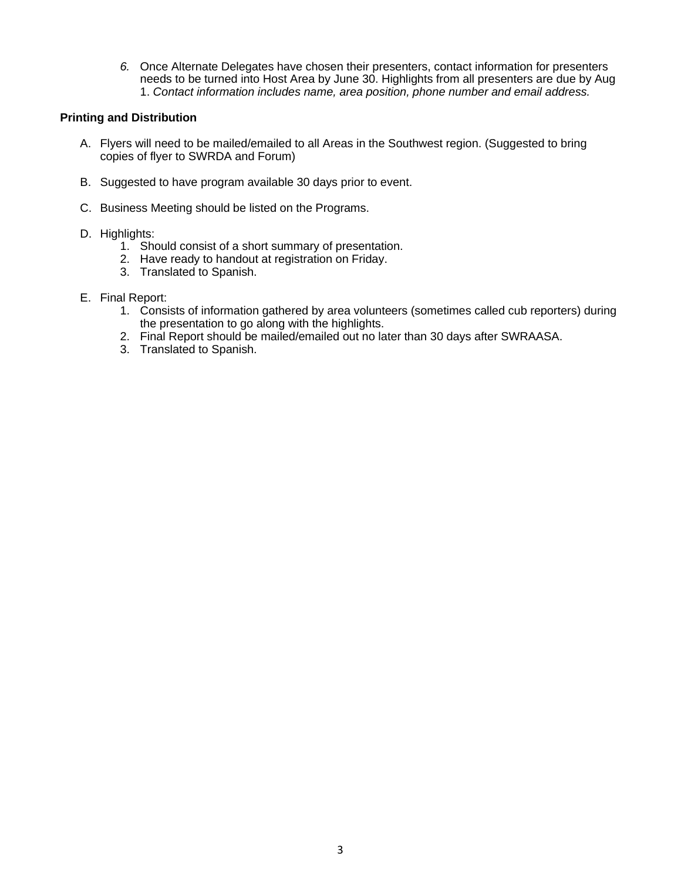6. Once Alternate Delegates have chosen their presenters, contact information for presenters needs to be turned into Host Area by June 30. Highlights from all presenters are due by Aug 1. *Contact information includes name, area position, phone number and email address.*

**Printing and Distribution**

A. Flyers will need to be mailed/emailed to all Areas in the Southwest region. (Suggested to bring copies of flyer to SWRDA and Forum)

B. Suggested to have program available 30 days prior to event.

C. Business Meeting should be listed on the Programs.

D. Highlights:
   1. Should consist of a short summary of presentation.
   2. Have ready to handout at registration on Friday.
   3. Translated to Spanish.

E. Final Report:
   1. Consists of information gathered by area volunteers (sometimes called cub reporters) during the presentation to go along with the highlights.
   2. Final Report should be mailed/emailed out no later than 30 days after SWRAASA.
   3. Translated to Spanish.